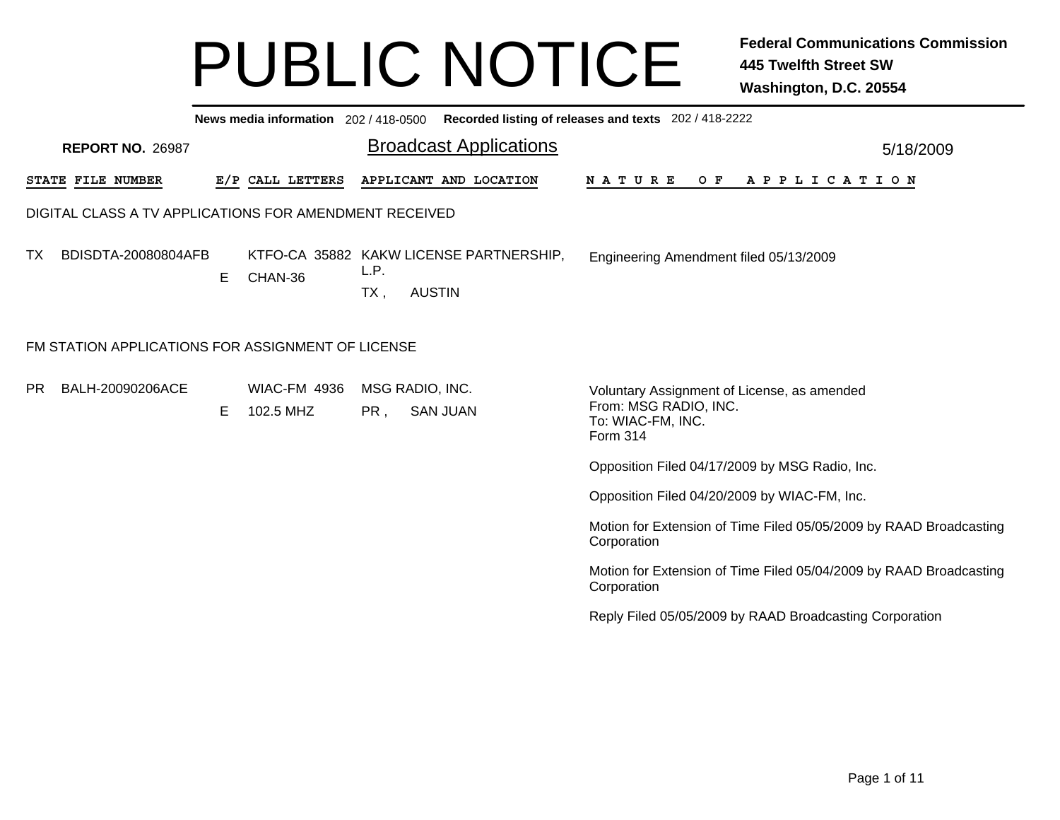# PUBLIC NOTICE

**Federal Communications Commission**
**445 Twelfth Street SW**
**Washington, D.C. 20554**

**News media information** 202 / 418-0500 **Recorded listing of releases and texts** 202 / 418-2222

**REPORT NO.** 26987

## Broadcast Applications

5/18/2009

| STATE | FILE NUMBER | E/P | CALL LETTERS | APPLICANT AND LOCATION | NATURE OF APPLICATION |
|---|---|---|---|---|---|

### DIGITAL CLASS A TV APPLICATIONS FOR AMENDMENT RECEIVED

| STATE | FILE NUMBER | E/P | CALL LETTERS | APPLICANT AND LOCATION | NATURE OF APPLICATION |
|---|---|---|---|---|---|
| TX | BDISDTA-20080804AFB | E | KTFO-CA 35882<br>CHAN-36 | KAKW LICENSE PARTNERSHIP, L.P.<br>TX , AUSTIN | Engineering Amendment filed 05/13/2009 |

### FM STATION APPLICATIONS FOR ASSIGNMENT OF LICENSE

| STATE | FILE NUMBER | E/P | CALL LETTERS | APPLICANT AND LOCATION | NATURE OF APPLICATION |
|---|---|---|---|---|---|
| PR | BALH-20090206ACE | E | WIAC-FM 4936<br>102.5 MHZ | MSG RADIO, INC.<br>PR , SAN JUAN | Voluntary Assignment of License, as amended<br>From: MSG RADIO, INC.<br>To: WIAC-FM, INC.<br>Form 314<br><br>Opposition Filed 04/17/2009 by MSG Radio, Inc.<br><br>Opposition Filed 04/20/2009 by WIAC-FM, Inc.<br><br>Motion for Extension of Time Filed 05/05/2009 by RAAD Broadcasting Corporation<br><br>Motion for Extension of Time Filed 05/04/2009 by RAAD Broadcasting Corporation<br><br>Reply Filed 05/05/2009 by RAAD Broadcasting Corporation |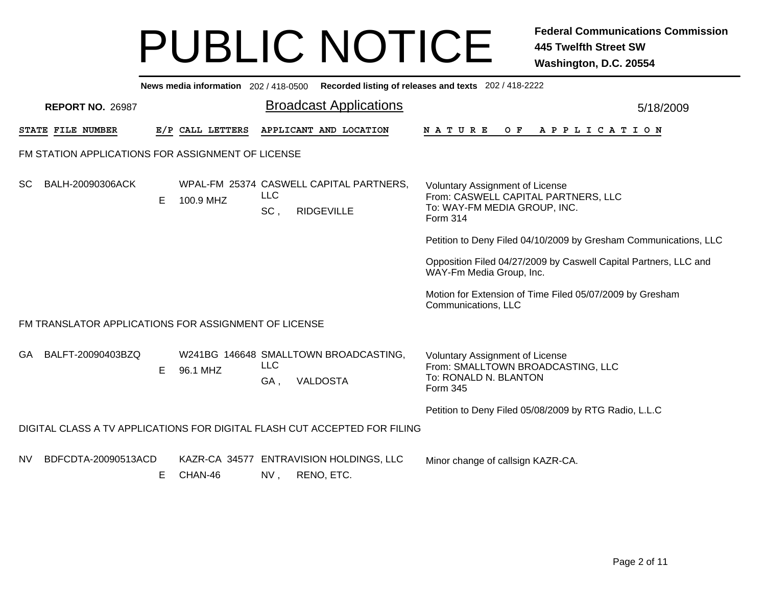# PUBLIC NOTICE

**Federal Communications Commission**
**445 Twelfth Street SW**
**Washington, D.C. 20554**

**News media information** 202 / 418-0500 **Recorded listing of releases and texts** 202 / 418-2222

**REPORT NO.** 26987

## Broadcast Applications

5/18/2009

| STATE | FILE NUMBER | E/P | CALL LETTERS | APPLICANT AND LOCATION | NATURE OF APPLICATION |
|---|---|---|---|---|---|

### FM STATION APPLICATIONS FOR ASSIGNMENT OF LICENSE

| STATE | FILE NUMBER | E/P | CALL LETTERS | APPLICANT AND LOCATION | NATURE OF APPLICATION |
|---|---|---|---|---|---|
| SC | BALH-20090306ACK | E | WPAL-FM 25374<br>100.9 MHZ | CASWELL CAPITAL PARTNERS, LLC<br>SC , RIDGEVILLE | Voluntary Assignment of License<br>From: CASWELL CAPITAL PARTNERS, LLC<br>To: WAY-FM MEDIA GROUP, INC.<br>Form 314<br><br>Petition to Deny Filed 04/10/2009 by Gresham Communications, LLC<br><br>Opposition Filed 04/27/2009 by Caswell Capital Partners, LLC and WAY-Fm Media Group, Inc.<br><br>Motion for Extension of Time Filed 05/07/2009 by Gresham Communications, LLC |

### FM TRANSLATOR APPLICATIONS FOR ASSIGNMENT OF LICENSE

| STATE | FILE NUMBER | E/P | CALL LETTERS | APPLICANT AND LOCATION | NATURE OF APPLICATION |
|---|---|---|---|---|---|
| GA | BALFT-20090403BZQ | E | W241BG 146648<br>96.1 MHZ | SMALLTOWN BROADCASTING, LLC<br>GA , VALDOSTA | Voluntary Assignment of License<br>From: SMALLTOWN BROADCASTING, LLC<br>To: RONALD N. BLANTON<br>Form 345<br><br>Petition to Deny Filed 05/08/2009 by RTG Radio, L.L.C |

### DIGITAL CLASS A TV APPLICATIONS FOR DIGITAL FLASH CUT ACCEPTED FOR FILING

| STATE | FILE NUMBER | E/P | CALL LETTERS | APPLICANT AND LOCATION | NATURE OF APPLICATION |
|---|---|---|---|---|---|
| NV | BDFCDTA-20090513ACD | E | KAZR-CA 34577<br>CHAN-46 | ENTRAVISION HOLDINGS, LLC<br>NV , RENO, ETC. | Minor change of callsign KAZR-CA. |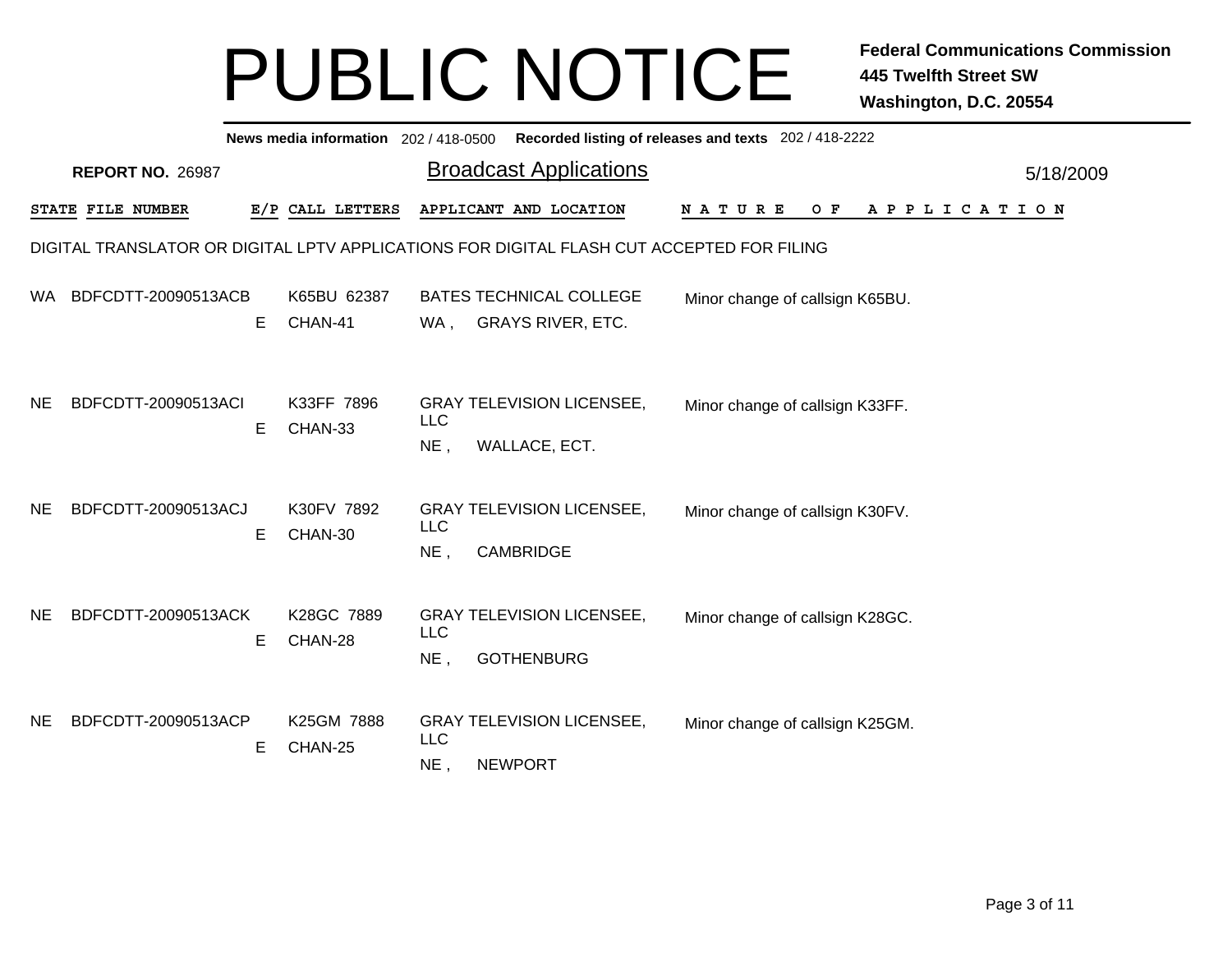# PUBLIC NOTICE

**Federal Communications Commission**
**445 Twelfth Street SW**
**Washington, D.C. 20554**

**News media information** 202 / 418-0500 **Recorded listing of releases and texts** 202 / 418-2222

**REPORT NO.** 26987

## Broadcast Applications

5/18/2009

DIGITAL TRANSLATOR OR DIGITAL LPTV APPLICATIONS FOR DIGITAL FLASH CUT ACCEPTED FOR FILING

| STATE | FILE NUMBER | E/P | CALL LETTERS | APPLICANT AND LOCATION | NATURE OF APPLICATION |
|---|---|---|---|---|---|
| WA | BDFCDTT-20090513ACB | E | K65BU 62387<br>CHAN-41 | BATES TECHNICAL COLLEGE<br>WA , GRAYS RIVER, ETC. | Minor change of callsign K65BU. |
| NE | BDFCDTT-20090513ACI | E | K33FF 7896<br>CHAN-33 | GRAY TELEVISION LICENSEE, LLC<br>NE , WALLACE, ECT. | Minor change of callsign K33FF. |
| NE | BDFCDTT-20090513ACJ | E | K30FV 7892<br>CHAN-30 | GRAY TELEVISION LICENSEE, LLC<br>NE , CAMBRIDGE | Minor change of callsign K30FV. |
| NE | BDFCDTT-20090513ACK | E | K28GC 7889<br>CHAN-28 | GRAY TELEVISION LICENSEE, LLC<br>NE , GOTHENBURG | Minor change of callsign K28GC. |
| NE | BDFCDTT-20090513ACP | E | K25GM 7888<br>CHAN-25 | GRAY TELEVISION LICENSEE, LLC<br>NE , NEWPORT | Minor change of callsign K25GM. |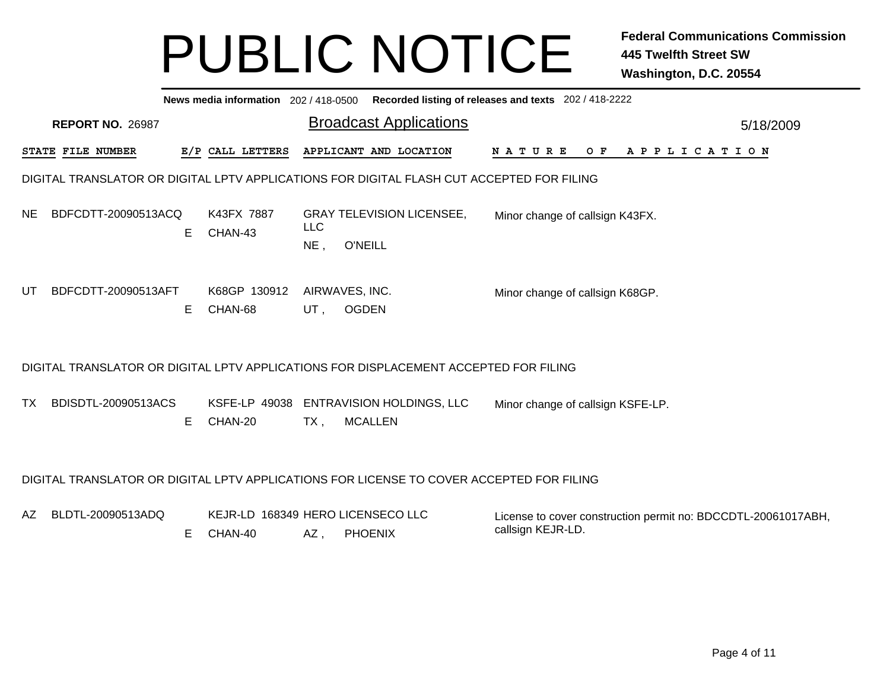# PUBLIC NOTICE

**Federal Communications Commission**
**445 Twelfth Street SW**
**Washington, D.C. 20554**

**News media information** 202 / 418-0500 **Recorded listing of releases and texts** 202 / 418-2222

**REPORT NO.** 26987

## Broadcast Applications

5/18/2009

### DIGITAL TRANSLATOR OR DIGITAL LPTV APPLICATIONS FOR DIGITAL FLASH CUT ACCEPTED FOR FILING

| STATE | FILE NUMBER | E/P | CALL LETTERS | APPLICANT AND LOCATION | NATURE OF APPLICATION |
|---|---|---|---|---|---|
| NE | BDFCDTT-20090513ACQ | E | K43FX 7887 CHAN-43 | GRAY TELEVISION LICENSEE, LLC NE , O'NEILL | Minor change of callsign K43FX. |
| UT | BDFCDTT-20090513AFT | E | K68GP 130912 CHAN-68 | AIRWAVES, INC. UT , OGDEN | Minor change of callsign K68GP. |

### DIGITAL TRANSLATOR OR DIGITAL LPTV APPLICATIONS FOR DISPLACEMENT ACCEPTED FOR FILING

| STATE | FILE NUMBER | E/P | CALL LETTERS | APPLICANT AND LOCATION | NATURE OF APPLICATION |
|---|---|---|---|---|---|
| TX | BDISDTL-20090513ACS | E | KSFE-LP 49038 CHAN-20 | ENTRAVISION HOLDINGS, LLC TX , MCALLEN | Minor change of callsign KSFE-LP. |

### DIGITAL TRANSLATOR OR DIGITAL LPTV APPLICATIONS FOR LICENSE TO COVER ACCEPTED FOR FILING

| STATE | FILE NUMBER | E/P | CALL LETTERS | APPLICANT AND LOCATION | NATURE OF APPLICATION |
|---|---|---|---|---|---|
| AZ | BLDTL-20090513ADQ | E | KEJR-LD 168349 CHAN-40 | HERO LICENSECO LLC AZ , PHOENIX | License to cover construction permit no: BDCCDTL-20061017ABH, callsign KEJR-LD. |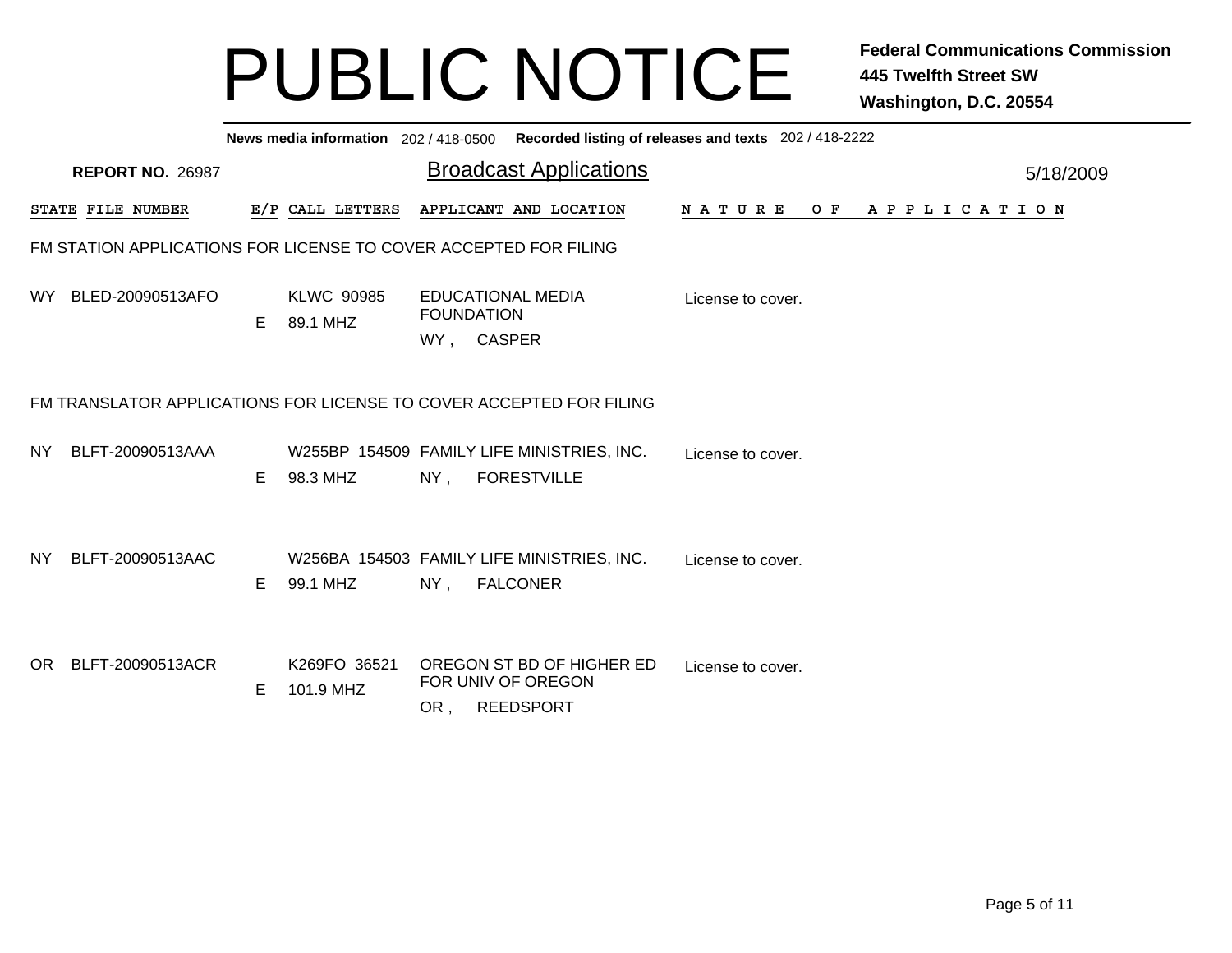# PUBLIC NOTICE

**Federal Communications Commission**
**445 Twelfth Street SW**
**Washington, D.C. 20554**

**News media information** 202 / 418-0500 **Recorded listing of releases and texts** 202 / 418-2222

**REPORT NO.** 26987

## Broadcast Applications

5/18/2009

### FM STATION APPLICATIONS FOR LICENSE TO COVER ACCEPTED FOR FILING

| STATE | FILE NUMBER | E/P | CALL LETTERS | APPLICANT AND LOCATION | NATURE OF APPLICATION |
|---|---|---|---|---|---|
| WY | BLED-20090513AFO | E | KLWC 90985<br>89.1 MHZ | EDUCATIONAL MEDIA FOUNDATION<br>WY , CASPER | License to cover. |

### FM TRANSLATOR APPLICATIONS FOR LICENSE TO COVER ACCEPTED FOR FILING

| STATE | FILE NUMBER | E/P | CALL LETTERS | APPLICANT AND LOCATION | NATURE OF APPLICATION |
|---|---|---|---|---|---|
| NY | BLFT-20090513AAA | E | W255BP 154509<br>98.3 MHZ | FAMILY LIFE MINISTRIES, INC.<br>NY , FORESTVILLE | License to cover. |
| NY | BLFT-20090513AAC | E | W256BA 154503<br>99.1 MHZ | FAMILY LIFE MINISTRIES, INC.<br>NY , FALCONER | License to cover. |
| OR | BLFT-20090513ACR | E | K269FO 36521<br>101.9 MHZ | OREGON ST BD OF HIGHER ED FOR UNIV OF OREGON<br>OR , REEDSPORT | License to cover. |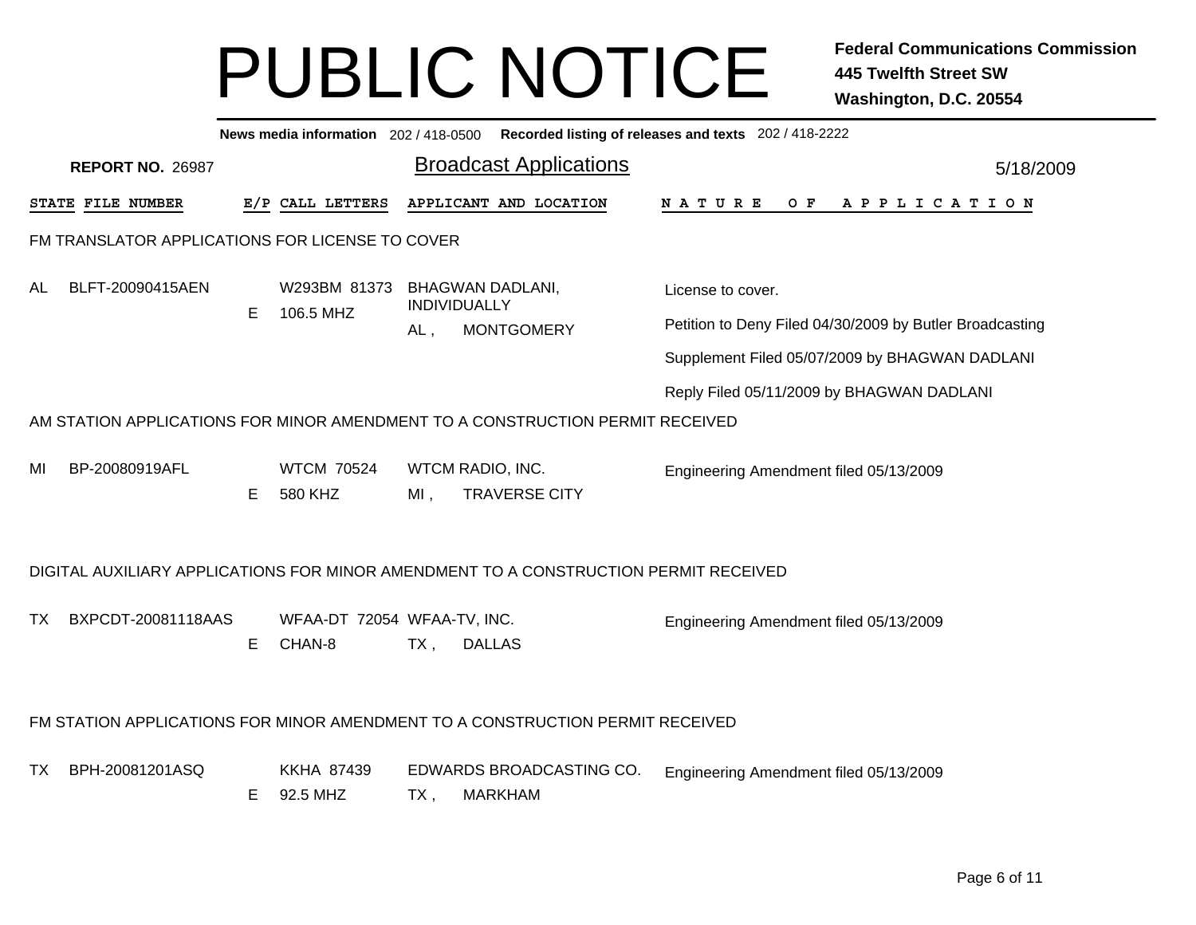# PUBLIC NOTICE

**Federal Communications Commission**
**445 Twelfth Street SW**
**Washington, D.C. 20554**

**News media information** 202 / 418-0500 **Recorded listing of releases and texts** 202 / 418-2222

**REPORT NO.** 26987

## Broadcast Applications

5/18/2009

| STATE | FILE NUMBER | E/P | CALL LETTERS | APPLICANT AND LOCATION | NATURE OF APPLICATION |
|---|---|---|---|---|---|

### FM TRANSLATOR APPLICATIONS FOR LICENSE TO COVER

| STATE | FILE NUMBER | E/P | CALL LETTERS | APPLICANT AND LOCATION | NATURE OF APPLICATION |
|---|---|---|---|---|---|
| AL | BLFT-20090415AEN | E | W293BM 81373<br>106.5 MHZ | BHAGWAN DADLANI, INDIVIDUALLY<br>AL , MONTGOMERY | License to cover.<br>Petition to Deny Filed 04/30/2009 by Butler Broadcasting<br>Supplement Filed 05/07/2009 by BHAGWAN DADLANI<br>Reply Filed 05/11/2009 by BHAGWAN DADLANI |

### AM STATION APPLICATIONS FOR MINOR AMENDMENT TO A CONSTRUCTION PERMIT RECEIVED

| STATE | FILE NUMBER | E/P | CALL LETTERS | APPLICANT AND LOCATION | NATURE OF APPLICATION |
|---|---|---|---|---|---|
| MI | BP-20080919AFL | E | WTCM 70524<br>580 KHZ | WTCM RADIO, INC.<br>MI , TRAVERSE CITY | Engineering Amendment filed 05/13/2009 |

### DIGITAL AUXILIARY APPLICATIONS FOR MINOR AMENDMENT TO A CONSTRUCTION PERMIT RECEIVED

| STATE | FILE NUMBER | E/P | CALL LETTERS | APPLICANT AND LOCATION | NATURE OF APPLICATION |
|---|---|---|---|---|---|
| TX | BXPCDT-20081118AAS | E | WFAA-DT 72054<br>CHAN-8 | WFAA-TV, INC.<br>TX , DALLAS | Engineering Amendment filed 05/13/2009 |

### FM STATION APPLICATIONS FOR MINOR AMENDMENT TO A CONSTRUCTION PERMIT RECEIVED

| STATE | FILE NUMBER | E/P | CALL LETTERS | APPLICANT AND LOCATION | NATURE OF APPLICATION |
|---|---|---|---|---|---|
| TX | BPH-20081201ASQ | E | KKHA 87439<br>92.5 MHZ | EDWARDS BROADCASTING CO.<br>TX , MARKHAM | Engineering Amendment filed 05/13/2009 |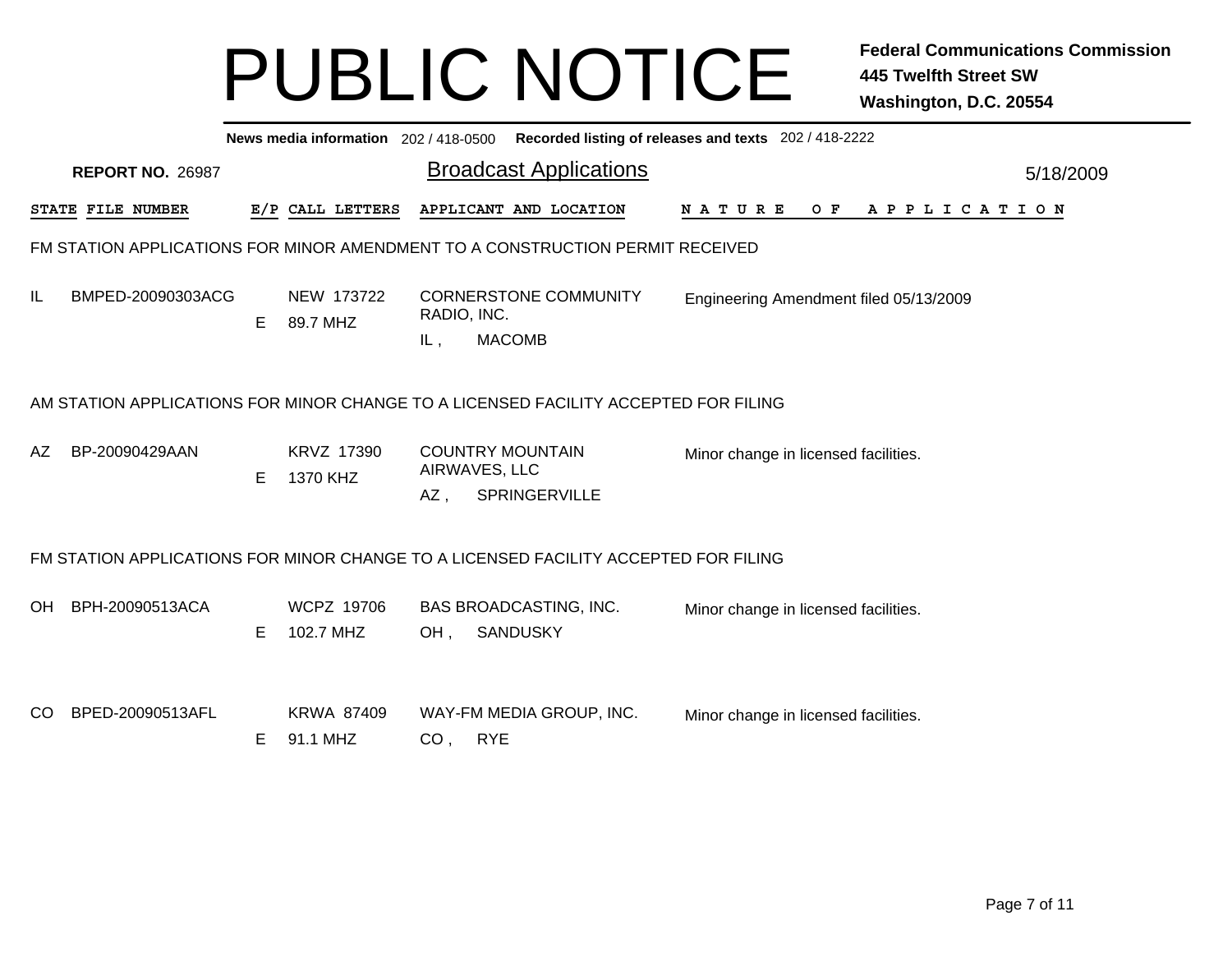# PUBLIC NOTICE

**Federal Communications Commission**
**445 Twelfth Street SW**
**Washington, D.C. 20554**

**News media information** 202 / 418-0500 **Recorded listing of releases and texts** 202 / 418-2222

**REPORT NO.** 26987

## Broadcast Applications

5/18/2009

### FM STATION APPLICATIONS FOR MINOR AMENDMENT TO A CONSTRUCTION PERMIT RECEIVED

| STATE | FILE NUMBER | E/P | CALL LETTERS | APPLICANT AND LOCATION | NATURE OF APPLICATION |
|---|---|---|---|---|---|
| IL | BMPED-20090303ACG | E | NEW 173722<br>89.7 MHZ | CORNERSTONE COMMUNITY RADIO, INC.<br>IL , MACOMB | Engineering Amendment filed 05/13/2009 |

### AM STATION APPLICATIONS FOR MINOR CHANGE TO A LICENSED FACILITY ACCEPTED FOR FILING

| STATE | FILE NUMBER | E/P | CALL LETTERS | APPLICANT AND LOCATION | NATURE OF APPLICATION |
|---|---|---|---|---|---|
| AZ | BP-20090429AAN | E | KRVZ 17390<br>1370 KHZ | COUNTRY MOUNTAIN AIRWAVES, LLC<br>AZ , SPRINGERVILLE | Minor change in licensed facilities. |

### FM STATION APPLICATIONS FOR MINOR CHANGE TO A LICENSED FACILITY ACCEPTED FOR FILING

| STATE | FILE NUMBER | E/P | CALL LETTERS | APPLICANT AND LOCATION | NATURE OF APPLICATION |
|---|---|---|---|---|---|
| OH | BPH-20090513ACA | E | WCPZ 19706<br>102.7 MHZ | BAS BROADCASTING, INC.<br>OH , SANDUSKY | Minor change in licensed facilities. |
| CO | BPED-20090513AFL | E | KRWA 87409<br>91.1 MHZ | WAY-FM MEDIA GROUP, INC.<br>CO , RYE | Minor change in licensed facilities. |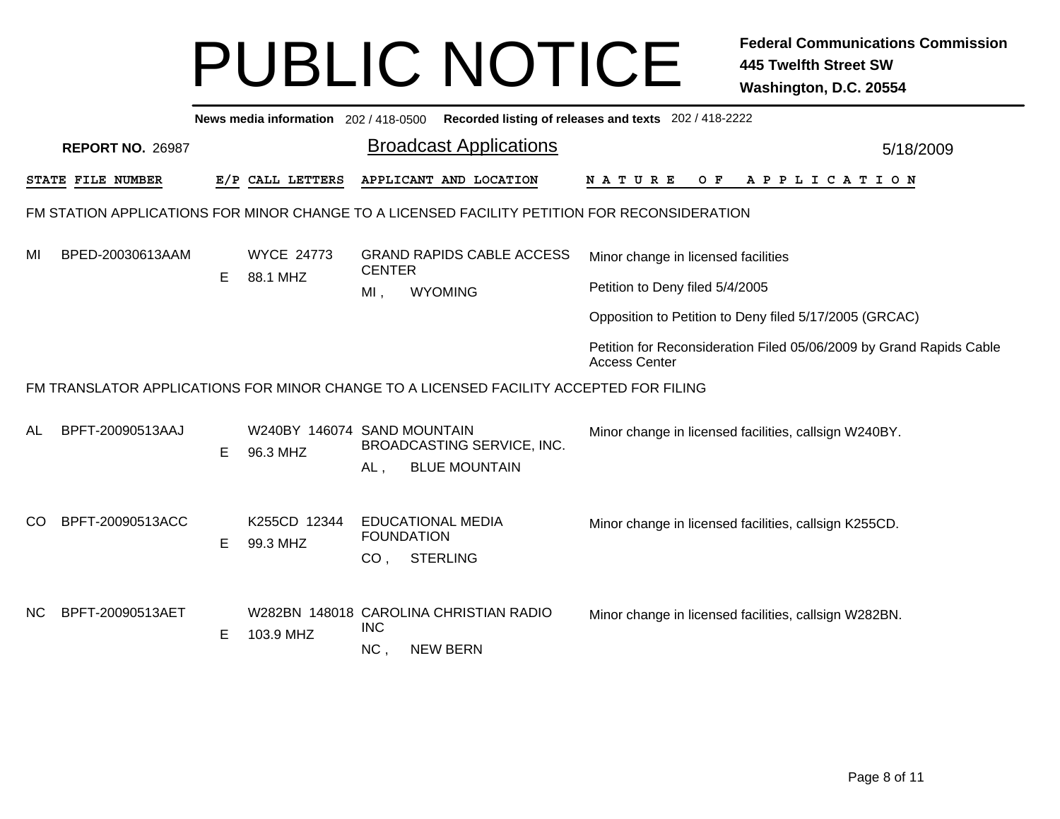# PUBLIC NOTICE

**Federal Communications Commission**
**445 Twelfth Street SW**
**Washington, D.C. 20554**

**News media information** 202 / 418-0500 **Recorded listing of releases and texts** 202 / 418-2222

**REPORT NO.** 26987

## Broadcast Applications

5/18/2009

| STATE | FILE NUMBER | E/P | CALL LETTERS | APPLICANT AND LOCATION | NATURE OF APPLICATION |
|---|---|---|---|---|---|

### FM STATION APPLICATIONS FOR MINOR CHANGE TO A LICENSED FACILITY PETITION FOR RECONSIDERATION

| STATE | FILE NUMBER | E/P | CALL LETTERS | APPLICANT AND LOCATION | NATURE OF APPLICATION |
|---|---|---|---|---|---|
| MI | BPED-20030613AAM | E | WYCE 24773<br>88.1 MHZ | GRAND RAPIDS CABLE ACCESS CENTER<br>MI , WYOMING | Minor change in licensed facilities<br>Petition to Deny filed 5/4/2005<br>Opposition to Petition to Deny filed 5/17/2005 (GRCAC)<br>Petition for Reconsideration Filed 05/06/2009 by Grand Rapids Cable Access Center |

### FM TRANSLATOR APPLICATIONS FOR MINOR CHANGE TO A LICENSED FACILITY ACCEPTED FOR FILING

| STATE | FILE NUMBER | E/P | CALL LETTERS | APPLICANT AND LOCATION | NATURE OF APPLICATION |
|---|---|---|---|---|---|
| AL | BPFT-20090513AAJ | E | W240BY 146074<br>96.3 MHZ | SAND MOUNTAIN BROADCASTING SERVICE, INC.<br>AL , BLUE MOUNTAIN | Minor change in licensed facilities, callsign W240BY. |
| CO | BPFT-20090513ACC | E | K255CD 12344<br>99.3 MHZ | EDUCATIONAL MEDIA FOUNDATION<br>CO , STERLING | Minor change in licensed facilities, callsign K255CD. |
| NC | BPFT-20090513AET | E | W282BN 148018<br>103.9 MHZ | CAROLINA CHRISTIAN RADIO INC<br>NC , NEW BERN | Minor change in licensed facilities, callsign W282BN. |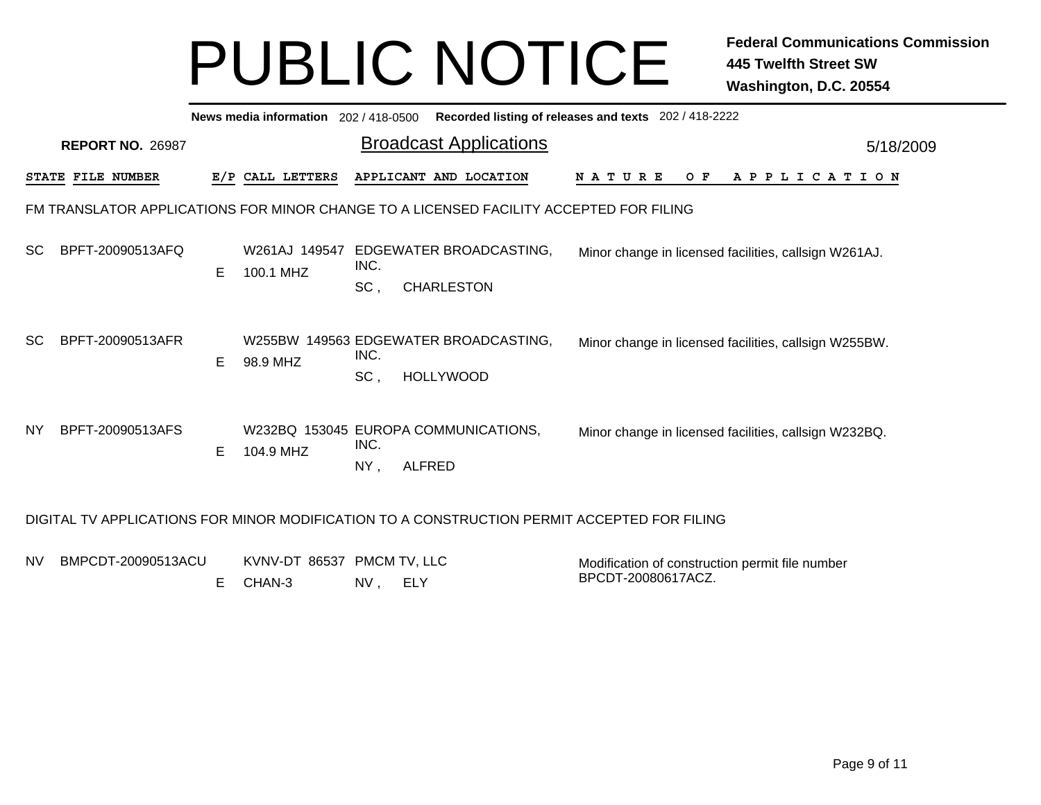# PUBLIC NOTICE

**Federal Communications Commission**
**445 Twelfth Street SW**
**Washington, D.C. 20554**

**News media information** 202 / 418-0500 **Recorded listing of releases and texts** 202 / 418-2222

**REPORT NO.** 26987

## Broadcast Applications

5/18/2009

| STATE | FILE NUMBER | E/P | CALL LETTERS | APPLICANT AND LOCATION | NATURE OF APPLICATION |
|---|---|---|---|---|---|

FM TRANSLATOR APPLICATIONS FOR MINOR CHANGE TO A LICENSED FACILITY ACCEPTED FOR FILING

| STATE | FILE NUMBER | E/P | CALL LETTERS | APPLICANT AND LOCATION | NATURE OF APPLICATION |
|---|---|---|---|---|---|
| SC | BPFT-20090513AFQ | E | W261AJ 149547 100.1 MHZ | EDGEWATER BROADCASTING, INC. SC , CHARLESTON | Minor change in licensed facilities, callsign W261AJ. |
| SC | BPFT-20090513AFR | E | W255BW 149563 98.9 MHZ | EDGEWATER BROADCASTING, INC. SC , HOLLYWOOD | Minor change in licensed facilities, callsign W255BW. |
| NY | BPFT-20090513AFS | E | W232BQ 153045 104.9 MHZ | EUROPA COMMUNICATIONS, INC. NY , ALFRED | Minor change in licensed facilities, callsign W232BQ. |

DIGITAL TV APPLICATIONS FOR MINOR MODIFICATION TO A CONSTRUCTION PERMIT ACCEPTED FOR FILING

| STATE | FILE NUMBER | E/P | CALL LETTERS | APPLICANT AND LOCATION | NATURE OF APPLICATION |
|---|---|---|---|---|---|
| NV | BMPCDT-20090513ACU | E | KVNV-DT 86537 CHAN-3 | PMCM TV, LLC NV , ELY | Modification of construction permit file number BPCDT-20080617ACZ. |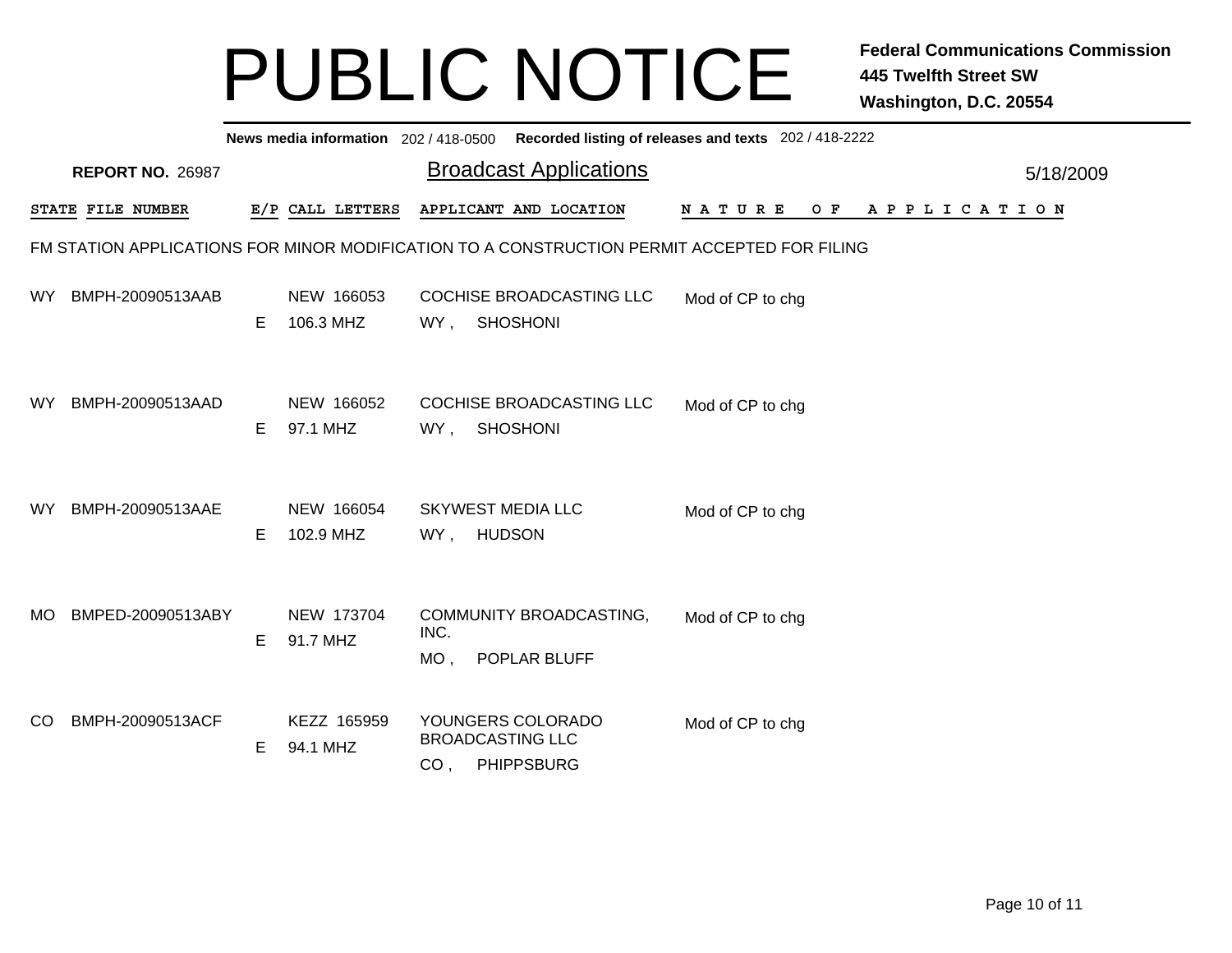# PUBLIC NOTICE

**Federal Communications Commission**
**445 Twelfth Street SW**
**Washington, D.C. 20554**

**News media information** 202 / 418-0500 **Recorded listing of releases and texts** 202 / 418-2222

**REPORT NO.** 26987

## Broadcast Applications

5/18/2009

FM STATION APPLICATIONS FOR MINOR MODIFICATION TO A CONSTRUCTION PERMIT ACCEPTED FOR FILING

| STATE | FILE NUMBER | E/P | CALL LETTERS | APPLICANT AND LOCATION | NATURE OF APPLICATION |
|---|---|---|---|---|---|
| WY | BMPH-20090513AAB | E | NEW 166053<br>106.3 MHZ | COCHISE BROADCASTING LLC<br>WY , SHOSHONI | Mod of CP to chg |
| WY | BMPH-20090513AAD | E | NEW 166052<br>97.1 MHZ | COCHISE BROADCASTING LLC<br>WY , SHOSHONI | Mod of CP to chg |
| WY | BMPH-20090513AAE | E | NEW 166054<br>102.9 MHZ | SKYWEST MEDIA LLC<br>WY , HUDSON | Mod of CP to chg |
| MO | BMPED-20090513ABY | E | NEW 173704<br>91.7 MHZ | COMMUNITY BROADCASTING, INC.<br>MO , POPLAR BLUFF | Mod of CP to chg |
| CO | BMPH-20090513ACF | E | KEZZ 165959<br>94.1 MHZ | YOUNGERS COLORADO BROADCASTING LLC<br>CO , PHIPPSBURG | Mod of CP to chg |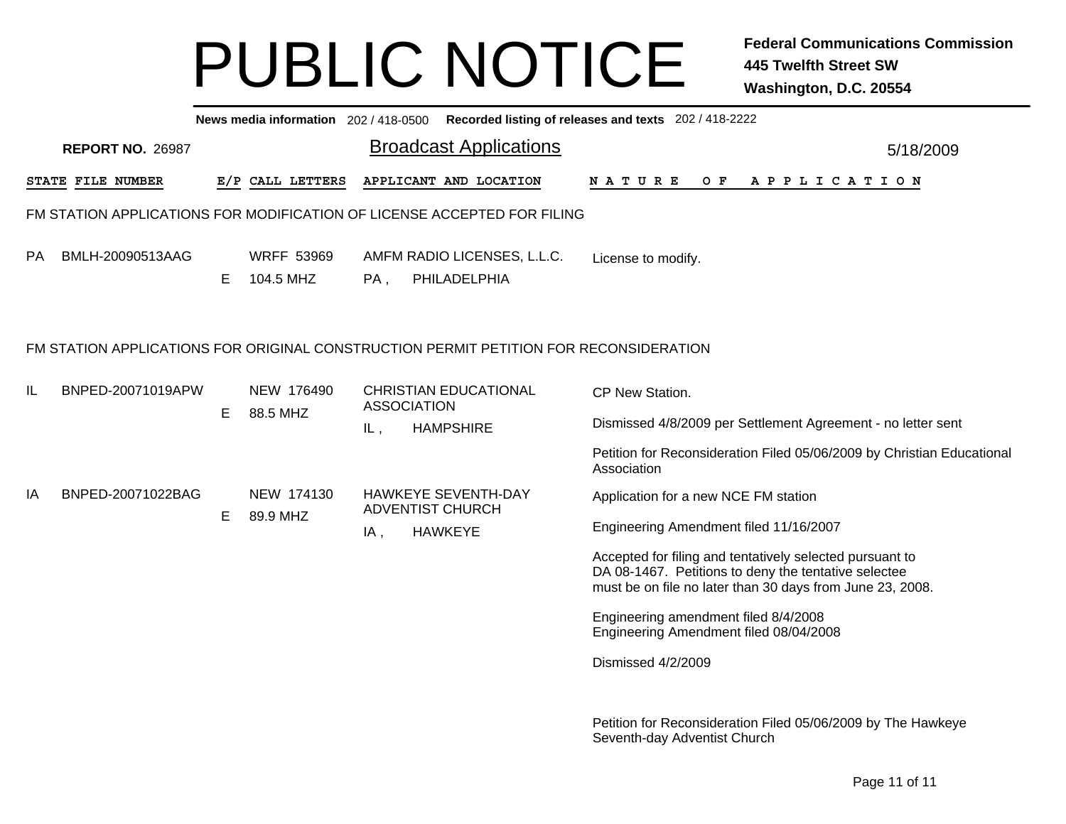# PUBLIC NOTICE

**Federal Communications Commission**
**445 Twelfth Street SW**
**Washington, D.C. 20554**

**News media information** 202 / 418-0500 **Recorded listing of releases and texts** 202 / 418-2222

**REPORT NO.** 26987

## Broadcast Applications

5/18/2009

| STATE | FILE NUMBER | E/P | CALL LETTERS | APPLICANT AND LOCATION | NATURE OF APPLICATION |
|---|---|---|---|---|---|

### FM STATION APPLICATIONS FOR MODIFICATION OF LICENSE ACCEPTED FOR FILING

| STATE | FILE NUMBER | E/P | CALL LETTERS | APPLICANT AND LOCATION | NATURE OF APPLICATION |
|---|---|---|---|---|---|
| PA | BMLH-20090513AAG | E | WRFF 53969<br>104.5 MHZ | AMFM RADIO LICENSES, L.L.C.<br>PA , PHILADELPHIA | License to modify. |

### FM STATION APPLICATIONS FOR ORIGINAL CONSTRUCTION PERMIT PETITION FOR RECONSIDERATION

| STATE | FILE NUMBER | E/P | CALL LETTERS | APPLICANT AND LOCATION | NATURE OF APPLICATION |
|---|---|---|---|---|---|
| IL | BNPED-20071019APW | E | NEW 176490<br>88.5 MHZ | CHRISTIAN EDUCATIONAL ASSOCIATION<br>IL , HAMPSHIRE | CP New Station.<br><br>Dismissed 4/8/2009 per Settlement Agreement - no letter sent<br><br>Petition for Reconsideration Filed 05/06/2009 by Christian Educational Association |
| IA | BNPED-20071022BAG | E | NEW 174130<br>89.9 MHZ | HAWKEYE SEVENTH-DAY ADVENTIST CHURCH<br>IA , HAWKEYE | Application for a new NCE FM station<br><br>Engineering Amendment filed 11/16/2007<br><br>Accepted for filing and tentatively selected pursuant to DA 08-1467. Petitions to deny the tentative selectee must be on file no later than 30 days from June 23, 2008.<br><br>Engineering amendment filed 8/4/2008<br>Engineering Amendment filed 08/04/2008<br><br>Dismissed 4/2/2009<br><br>Petition for Reconsideration Filed 05/06/2009 by The Hawkeye Seventh-day Adventist Church |